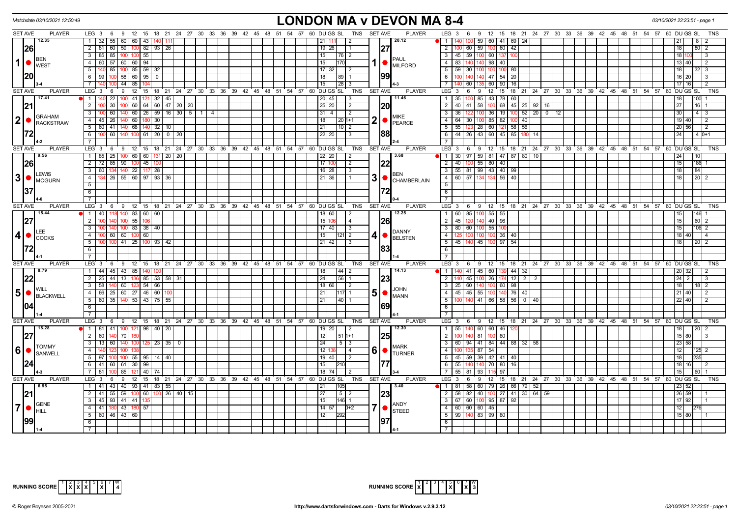Matchdate 03/10/2021 12:50:49

# LONDON MA v DEVON MA 8-4

03/10/2021 22:23:51 - page 1

## Match 1

| SET AVE | PLAYER | LEG | Scores | DU | GS | SL | TNS |
|---|---|---|---|---|---|---|---|
| 12.35 / 26 / 20 | BEN WEST (3-4) | 1 | 32 55 60 60 43 140 111 | 21 | 111 | | 2 |
| | | 2 | 81 60 59 100 82 93 26 | 19 | 26 | | 1 |
| | | 3 | 85 85 100 100 55 | 15 | | 76 | 2 |
| | | 4 | 60 57 60 60 94 | 15 | | 170 | |
| | | 5 | 140 85 100 85 59 32 | 17 | 32 | | 2 |
| | | 6 | 99 100 58 60 95 0 | 18 | | 89 | 1 |
| | | 7 | 140 100 44 85 104 | 15 | | 28 | 3 |

| SET AVE | PLAYER | LEG | Scores | DU | GS | SL | TNS |
|---|---|---|---|---|---|---|---|
| 20.12 / 27 / 99 | PAUL MILFORD (4-3) | 1 | 140 100 59 60 41 69 24 | 21 | | 8 | 2 |
| | | 2 | 100 60 59 100 60 42 | 18 | | 80 | 2 |
| | | 3 | 45 59 100 60 137 100 | 18 | 100 | | 3 |
| | | 4 | 83 140 140 98 40 | 13 | 40 | | 2 |
| | | 5 | 59 30 100 100 100 80 | 18 | | 32 | 3 |
| | | 6 | 100 140 140 47 54 20 | 16 | 20 | | 3 |
| | | 7 | 140 60 135 60 90 16 | 17 | 16 | | 2 |

## Match 2

| SET AVE | PLAYER | LEG | Scores | DU | GS | SL | TNS |
|---|---|---|---|---|---|---|---|
| 17.41 / 21 / 72 | GRAHAM RACKSTRAW (4-2) | 1 | 140 22 100 41 121 32 45 | 20 | 45 | | 3 |
| | | 2 | 100 30 100 60 64 60 47 20 20 | 25 | 20 | | 2 |
| | | 3 | 100 60 140 60 26 59 16 30 5 1 4 | 31 | 4 | | 2 |
| | | 4 | 45 26 140 60 180 30 | 18 | | 20 | 1+1 |
| | | 5 | 60 41 140 68 140 32 10 | 21 | | 10 | 2 |
| | | 6 | 100 60 140 100 61 20 0 20 | 22 | 20 | | 3 |

| SET AVE | PLAYER | LEG | Scores | DU | GS | SL | TNS |
|---|---|---|---|---|---|---|---|
| 11.46 / 20 / 88 | MIKE PEARCE (2-4) | 1 | 35 100 85 43 78 60 | 18 | | 100 | 1 |
| | | 2 | 40 41 58 100 68 45 25 92 16 | 27 | | 16 | 1 |
| | | 3 | 36 122 100 36 19 100 52 20 0 12 | 30 | | 4 | 3 |
| | | 4 | 64 30 100 85 82 100 40 | 19 | 40 | | 2 |
| | | 5 | 55 123 28 60 121 58 56 | 20 | 56 | | 2 |
| | | 6 | 44 26 43 60 45 85 180 14 | 24 | | 4 | 0+1 |

## Match 3

| SET AVE | PLAYER | LEG | Scores | DU | GS | SL | TNS |
|---|---|---|---|---|---|---|---|
| 9.56 / 26 / 37 | LEWIS MCGURN (4-0) | 1 | 85 25 100 60 60 131 20 20 | 22 | 20 | | 2 |
| | | 2 | 72 85 99 100 45 100 | 17 | 100 | | 2 |
| | | 3 | 60 134 140 22 117 28 | 16 | 28 | | 3 |
| | | 4 | 134 26 55 60 97 93 36 | 21 | 36 | | 1 |

| SET AVE | PLAYER | LEG | Scores | DU | GS | SL | TNS |
|---|---|---|---|---|---|---|---|
| 3.68 / 22 / 72 | BEN CHAMBERLAIN (0-4) | 1 | 30 97 59 81 47 87 80 10 | 24 | | 10 | |
| | | 2 | 40 100 55 80 40 | 15 | | 186 | 1 |
| | | 3 | 55 81 99 43 40 99 | 18 | | 84 | |
| | | 4 | 60 57 134 134 56 40 | 18 | | 20 | 2 |

## Match 4

| SET AVE | PLAYER | LEG | Scores | DU | GS | SL | TNS |
|---|---|---|---|---|---|---|---|
| 15.44 / 27 / 72 | LEE COCKS (4-1) | 1 | 40 118 140 83 60 60 | 18 | 60 | | 2 |
| | | 2 | 100 140 100 55 106 | 15 | 106 | | 4 |
| | | 3 | 100 140 100 83 38 40 | 17 | 40 | | 3 |
| | | 4 | 100 60 60 100 60 | 15 | | 121 | 2 |
| | | 5 | 100 100 41 25 100 93 42 | 21 | 42 | | 3 |

| SET AVE | PLAYER | LEG | Scores | DU | GS | SL | TNS |
|---|---|---|---|---|---|---|---|
| 12.25 / 26 / 83 | DANNY BELSTEN (1-4) | 1 | 60 85 100 55 55 | 15 | | 146 | 1 |
| | | 2 | 45 120 140 40 96 | 15 | | 60 | 2 |
| | | 3 | 80 60 100 55 100 | 15 | | 106 | 2 |
| | | 4 | 125 100 100 100 36 40 | 18 | 40 | | 4 |
| | | 5 | 45 140 45 100 97 54 | 18 | | 20 | 2 |

## Match 5

| SET AVE | PLAYER | LEG | Scores | DU | GS | SL | TNS |
|---|---|---|---|---|---|---|---|
| 8.79 / 22 / 04 | WILL BLACKWELL (1-4) | 1 | 44 45 43 85 140 100 | 18 | | 44 | 2 |
| | | 2 | 25 44 13 136 85 53 58 31 | 24 | | 56 | 1 |
| | | 3 | 58 140 60 123 54 66 | 18 | 66 | | 2 |
| | | 4 | 66 25 60 27 46 60 100 | 21 | | 117 | 1 |
| | | 5 | 60 35 140 53 43 75 55 | 21 | | 40 | 1 |

| SET AVE | PLAYER | LEG | Scores | DU | GS | SL | TNS |
|---|---|---|---|---|---|---|---|
| 14.13 / 23 / 69 | JOHN MANN (4-1) | 1 | 140 41 45 60 139 44 32 | 20 | 32 | | 2 |
| | | 2 | 140 45 100 26 174 12 2 2 | 24 | 2 | | 3 |
| | | 3 | 25 60 140 100 60 98 | 18 | | 18 | 2 |
| | | 4 | 45 45 55 100 140 76 40 | 21 | 40 | | 2 |
| | | 5 | 100 140 41 66 58 56 0 40 | 22 | 40 | | 2 |

## Match 6

| SET AVE | PLAYER | LEG | Scores | DU | GS | SL | TNS |
|---|---|---|---|---|---|---|---|
| 18.28 / 27 / 24 | TOMMY SANWELL (4-3) | 1 | 81 41 100 121 98 40 20 | 19 | 20 | | 2 |
| | | 2 | 60 140 70 180 | 12 | | 51 | 1+1 |
| | | 3 | 13 60 140 100 125 23 35 0 | 24 | | 5 | 3 |
| | | 4 | 140 123 100 138 | 12 | 138 | | 4 |
| | | 5 | 97 100 100 55 95 14 40 | 19 | 40 | | 2 |
| | | 6 | 41 60 61 30 99 | 15 | | 210 | |
| | | 7 | 81 100 85 121 40 74 | 18 | 74 | | 2 |

| SET AVE | PLAYER | LEG | Scores | DU | GS | SL | TNS |
|---|---|---|---|---|---|---|---|
| 12.30 / 25 / 77 | MARK TURNER (3-4) | 1 | 55 140 60 60 46 120 | 18 | | 20 | 2 |
| | | 2 | 100 140 81 100 80 | 15 | 80 | | 3 |
| | | 3 | 60 94 41 84 44 88 32 58 | 23 | 58 | | |
| | | 4 | 100 135 87 54 | 12 | | 125 | 2 |
| | | 5 | 45 59 39 42 41 40 | 18 | | 235 | |
| | | 6 | 55 140 140 70 80 16 | 18 | 16 | | 2 |
| | | 7 | 55 81 93 115 97 | 15 | | 60 | 1 |

## Match 7

| SET AVE | PLAYER | LEG | Scores | DU | GS | SL | TNS |
|---|---|---|---|---|---|---|---|
| 6.95 / 21 / 99 | GENE HILL (1-4) | 1 | 41 43 40 93 41 83 55 | 21 | | 105 | |
| | | 2 | 41 55 59 100 60 100 26 40 15 | 27 | | 5 | 2 |
| | | 3 | 45 93 41 41 135 | 15 | | 146 | 1 |
| | | 4 | 41 180 43 180 57 | 14 | 57 | | 0+2 |
| | | 5 | 60 46 43 60 | 12 | | 292 | |

| SET AVE | PLAYER | LEG | Scores | DU | GS | SL | TNS |
|---|---|---|---|---|---|---|---|
| 3.40 / 23 / 97 | ANDY STEED (4-1) | 1 | 81 58 60 79 26 66 79 52 | 23 | 52 | | |
| | | 2 | 58 82 40 100 27 41 30 64 59 | 26 | 59 | | 1 |
| | | 3 | 67 60 100 95 87 92 | 17 | 92 | | 1 |
| | | 4 | 60 60 60 45 | 12 | | 276 | |
| | | 5 | 99 140 83 99 80 | 15 | 80 | | 1 |

| RUNNING SCORE | 1 | 2 | 3 | 4 | 5 | 6 | 7 | W |
|---|---|---|---|---|---|---|---|---|
| LONDON MA | | X | X | X | | X | | 4 |
| DEVON MA | X | | | | X | | X | 3 |

© Roger Boyesen 2005-2021 — http://www.dartsforwindows.com - Darts for Windows v.2.9.3.12 — 03/10/2021 22:23:51 - page 1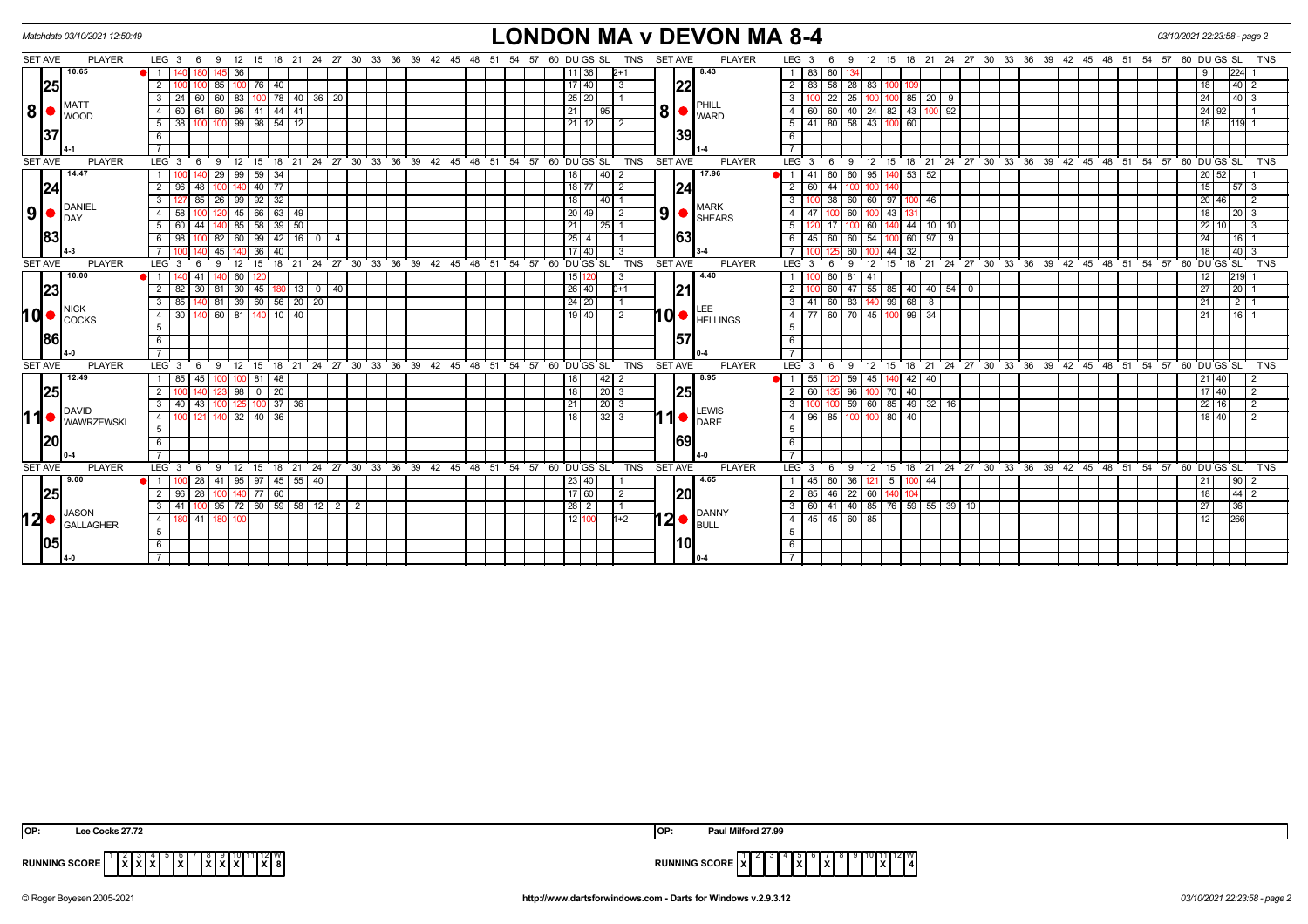Matchdate 03/10/2021 12:50:49

# LONDON MA v DEVON MA 8-4

03/10/2021 22:23:58 - page 2

| SET AVE | PLAYER | LEG | 3 | 6 | 9 | 12 | 15 | 18 | 21 | 24 | 27 | 30 | DU | GS | SL | TNS | SET AVE | PLAYER | LEG | 3 | 6 | 9 | 12 | 15 | 18 | 21 | 24 | 27 | 30 | DU | GS | SL | TNS |
|---|---|---|---|---|---|---|---|---|---|---|---|---|---|---|---|---|---|---|---|---|---|---|---|---|---|---|---|---|---|---|---|---|---|
| 10.65 / 25 / 37 | 8 MATT WOOD (4-1) | 1 | 140 | 180 | 145 | 36 | | | | | | | 11 | 36 | | 2+1 | 8.43 / 22 / 39 | 8 PHILL WARD (1-4) | 1 | 83 | 60 | 134 | | | | | | | | | 9 | 224 | 1 |
| | | 2 | 100 | 100 | 85 | 100 | 76 | 40 | | | | | 17 | 40 | | 3 | | | 2 | 83 | 58 | 28 | 83 | 100 | 109 | | | | | | 18 | 40 | 2 |
| | | 3 | 24 | 60 | 60 | 83 | 100 | 78 | 40 | 36 | 20 | | 25 | 20 | | 1 | | | 3 | 100 | 22 | 25 | 100 | 100 | 85 | 20 | 9 | | | | 24 | 40 | 3 |
| | | 4 | 60 | 64 | 60 | 96 | 41 | 44 | 41 | | | | 21 | | 95 | | | | 4 | 60 | 60 | 40 | 24 | 82 | 43 | 100 | 92 | | | 24 | 92 | | 1 |
| | | 5 | 38 | 100 | 100 | 99 | 98 | 54 | 12 | | | | 21 | 12 | | 2 | | | 5 | 41 | 80 | 58 | 43 | 100 | 60 | | | | | | 18 | 119 | 1 |
| 14.47 / 24 / 83 | 9 DANIEL DAY (4-3) | 1 | 100 | 140 | 29 | 99 | 59 | 34 | | | | | 18 | | 40 | 2 | 17.96 / 24 / 63 | 9 MARK SHEARS (3-4) | 1 | 41 | 60 | 60 | 95 | 140 | 53 | 52 | | | | 20 | 52 | | 1 |
| | | 2 | 96 | 48 | 100 | 140 | 40 | 77 | | | | | 18 | 77 | | 2 | | | 2 | 60 | 44 | 100 | 100 | 140 | | | | | | | 15 | 57 | 3 |
| | | 3 | 127 | 85 | 26 | 99 | 92 | 32 | | | | | 18 | | 40 | 1 | | | 3 | 100 | 38 | 60 | 60 | 97 | 100 | 46 | | | | 20 | 46 | | 2 |
| | | 4 | 58 | 100 | 120 | 45 | 66 | 63 | 49 | | | | 20 | 49 | | 2 | | | 4 | 47 | 100 | 60 | 100 | 43 | 131 | | | | | | 18 | 20 | 3 |
| | | 5 | 60 | 44 | 140 | 85 | 58 | 39 | 50 | | | | 21 | | 25 | 1 | | | 5 | 120 | 17 | 100 | 60 | 140 | 44 | 10 | 10 | | | 22 | 10 | | 3 |
| | | 6 | 98 | 100 | 82 | 60 | 99 | 42 | 16 | 0 | 4 | | 25 | 4 | | 1 | | | 6 | 45 | 60 | 60 | 54 | 100 | 60 | 97 | 9 | | | | 24 | 16 | 1 |
| | | 7 | 100 | 140 | 45 | 140 | 36 | 40 | | | | | 17 | 40 | | 3 | | | 7 | 100 | 125 | 60 | 100 | 44 | 32 | | | | | | 18 | 40 | 3 |
| 10.00 / 23 / 86 | 10 NICK COCKS (4-0) | 1 | 140 | 41 | 140 | 60 | 120 | | | | | | 15 | 120 | | 3 | 4.40 / 21 / 57 | 10 LEE HELLINGS (0-4) | 1 | 100 | 60 | 81 | 41 | | | | | | | | 12 | 219 | 1 |
| | | 2 | 82 | 30 | 81 | 30 | 45 | 180 | 13 | 0 | 40 | | 26 | 40 | | 0+1 | | | 2 | 100 | 60 | 47 | 55 | 85 | 40 | 40 | 54 | 0 | | | 27 | 20 | 1 |
| | | 3 | 85 | 140 | 81 | 39 | 60 | 56 | 20 | 20 | | | 24 | 20 | | 1 | | | 3 | 41 | 60 | 83 | 140 | 99 | 68 | 8 | | | | | 21 | 2 | 1 |
| | | 4 | 30 | 140 | 60 | 81 | 140 | 10 | 40 | | | | 19 | 40 | | 2 | | | 4 | 77 | 60 | 70 | 45 | 100 | 99 | 34 | | | | | 21 | 16 | 1 |
| 12.49 / 25 / 20 | 11 DAVID WAWRZEWSKI (0-4) | 1 | 85 | 45 | 100 | 100 | 81 | 48 | | | | | 18 | | 42 | 2 | 8.95 / 25 / 69 | 11 LEWIS DARE (4-0) | 1 | 55 | 120 | 59 | 45 | 140 | 42 | 40 | | | | 21 | 40 | | 2 |
| | | 2 | 100 | 140 | 123 | 98 | 0 | 20 | | | | | 18 | | 20 | 3 | | | 2 | 60 | 135 | 96 | 100 | 70 | 40 | | | | | 17 | 40 | | 2 |
| | | 3 | 40 | 43 | 100 | 125 | 100 | 37 | 36 | | | | 21 | | 20 | 3 | | | 3 | 100 | 100 | 59 | 60 | 85 | 49 | 32 | 16 | | | 22 | 16 | | 2 |
| | | 4 | 100 | 121 | 140 | 32 | 40 | 36 | | | | | 18 | | 32 | 3 | | | 4 | 96 | 85 | 100 | 100 | 80 | 40 | | | | | 18 | 40 | | 2 |
| 9.00 / 25 / 05 | 12 JASON GALLAGHER (4-0) | 1 | 100 | 28 | 41 | 95 | 97 | 45 | 55 | 40 | | | 23 | 40 | | 1 | 4.65 / 20 / 10 | 12 DANNY BULL (0-4) | 1 | 45 | 60 | 36 | 121 | 5 | 100 | 44 | | | | | 21 | 90 | 2 |
| | | 2 | 96 | 28 | 100 | 140 | 77 | 60 | | | | | 17 | 60 | | 2 | | | 2 | 85 | 46 | 22 | 60 | 140 | 104 | | | | | | 18 | 44 | 2 |
| | | 3 | 41 | 100 | 95 | 72 | 60 | 59 | 58 | 12 | 2 | 2 | 28 | 2 | | 1 | | | 3 | 60 | 41 | 40 | 85 | 76 | 59 | 55 | 39 | 10 | | | 27 | 36 | |
| | | 4 | 180 | 41 | 180 | 100 | | | | | | | 12 | 100 | | 1+2 | | | 4 | 45 | 45 | 60 | 85 | | | | | | | | 12 | 266 | |

OP: Lee Cocks 27.72

OP: Paul Milford 27.99

| RUNNING SCORE | 1 | 2 | 3 | 4 | 5 | 6 | 7 | 8 | 9 | 10 | 11 | 12 | W |
|---|---|---|---|---|---|---|---|---|---|---|---|---|---|
| LONDON MA | | X | X | X | | X | | X | X | X | | X | 8 |
| DEVON MA | X | | | | X | | X | | | | X | | 4 |

© Roger Boyesen 2005-2021 http://www.dartsforwindows.com - Darts for Windows v.2.9.3.12 03/10/2021 22:23:58 - page 2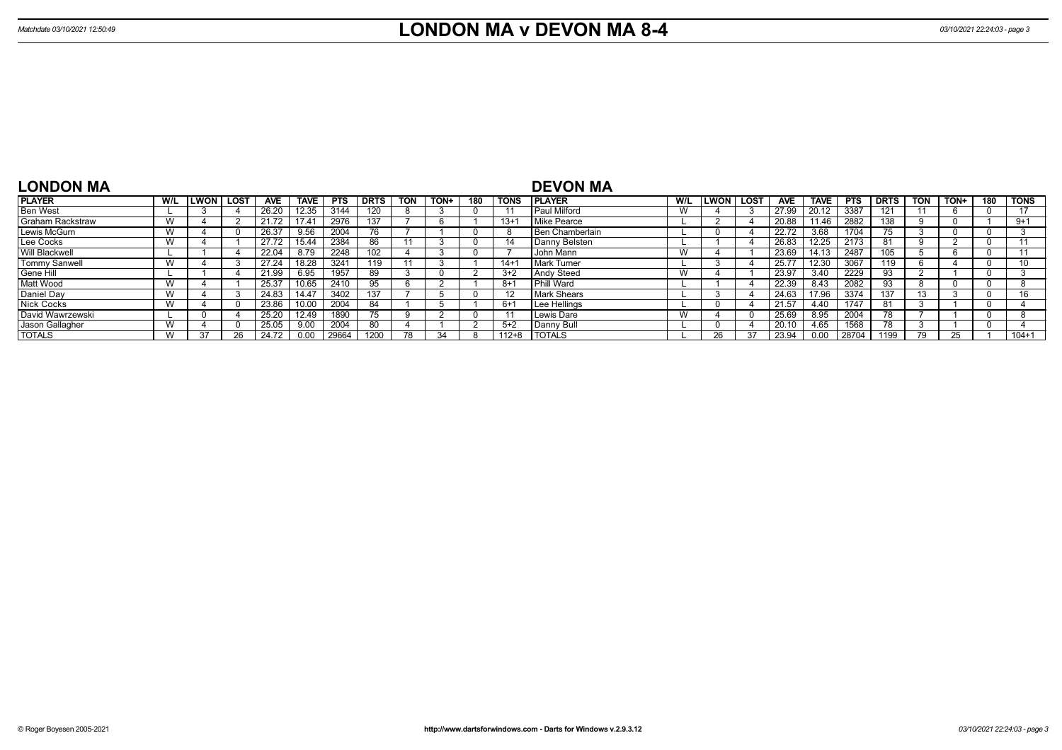# LONDON MA v DEVON MA 8-4

Matchdate 03/10/2021 12:50:49

## LONDON MA

| PLAYER | W/L | LWON | LOST | AVE | TAVE | PTS | DRTS | TON | TON+ | 180 | TONS |
|---|---|---|---|---|---|---|---|---|---|---|---|
| Ben West | L | 3 | 4 | 26.20 | 12.35 | 3144 | 120 | 8 | 3 | 0 | 11 |
| Graham Rackstraw | W | 4 | 2 | 21.72 | 17.41 | 2976 | 137 | 7 | 6 | 1 | 13+1 |
| Lewis McGurn | W | 4 | 0 | 26.37 | 9.56 | 2004 | 76 | 7 | 1 | 0 | 8 |
| Lee Cocks | W | 4 | 1 | 27.72 | 15.44 | 2384 | 86 | 11 | 3 | 0 | 14 |
| Will Blackwell | L | 1 | 4 | 22.04 | 8.79 | 2248 | 102 | 4 | 3 | 0 | 7 |
| Tommy Sanwell | W | 4 | 3 | 27.24 | 18.28 | 3241 | 119 | 11 | 3 | 1 | 14+1 |
| Gene Hill | L | 1 | 4 | 21.99 | 6.95 | 1957 | 89 | 3 | 0 | 2 | 3+2 |
| Matt Wood | W | 4 | 1 | 25.37 | 10.65 | 2410 | 95 | 6 | 2 | 1 | 8+1 |
| Daniel Day | W | 4 | 3 | 24.83 | 14.47 | 3402 | 137 | 7 | 5 | 0 | 12 |
| Nick Cocks | W | 4 | 0 | 23.86 | 10.00 | 2004 | 84 | 1 | 5 | 1 | 6+1 |
| David Wawrzewski | L | 0 | 4 | 25.20 | 12.49 | 1890 | 75 | 9 | 2 | 0 | 11 |
| Jason Gallagher | W | 4 | 0 | 25.05 | 9.00 | 2004 | 80 | 4 | 1 | 2 | 5+2 |
| TOTALS | W | 37 | 26 | 24.72 | 0.00 | 29664 | 1200 | 78 | 34 | 8 | 112+8 |

## DEVON MA

| PLAYER | W/L | LWON | LOST | AVE | TAVE | PTS | DRTS | TON | TON+ | 180 | TONS |
|---|---|---|---|---|---|---|---|---|---|---|---|
| Paul Milford | W | 4 | 3 | 27.99 | 20.12 | 3387 | 121 | 11 | 6 | 0 | 17 |
| Mike Pearce | L | 2 | 4 | 20.88 | 11.46 | 2882 | 138 | 9 | 0 | 1 | 9+1 |
| Ben Chamberlain | L | 0 | 4 | 22.72 | 3.68 | 1704 | 75 | 3 | 0 | 0 | 3 |
| Danny Belsten | L | 1 | 4 | 26.83 | 12.25 | 2173 | 81 | 9 | 2 | 0 | 11 |
| John Mann | W | 4 | 1 | 23.69 | 14.13 | 2487 | 105 | 5 | 6 | 0 | 11 |
| Mark Turner | L | 3 | 4 | 25.77 | 12.30 | 3067 | 119 | 6 | 4 | 0 | 10 |
| Andy Steed | W | 4 | 1 | 23.97 | 3.40 | 2229 | 93 | 2 | 1 | 0 | 3 |
| Phill Ward | L | 1 | 4 | 22.39 | 8.43 | 2082 | 93 | 8 | 0 | 0 | 8 |
| Mark Shears | L | 3 | 4 | 24.63 | 17.96 | 3374 | 137 | 13 | 3 | 0 | 16 |
| Lee Hellings | L | 0 | 4 | 21.57 | 4.40 | 1747 | 81 | 3 | 1 | 0 | 4 |
| Lewis Dare | W | 4 | 0 | 25.69 | 8.95 | 2004 | 78 | 7 | 1 | 0 | 8 |
| Danny Bull | L | 0 | 4 | 20.10 | 4.65 | 1568 | 78 | 3 | 1 | 0 | 4 |
| TOTALS | L | 26 | 37 | 23.94 | 0.00 | 28704 | 1199 | 79 | 25 | 1 | 104+1 |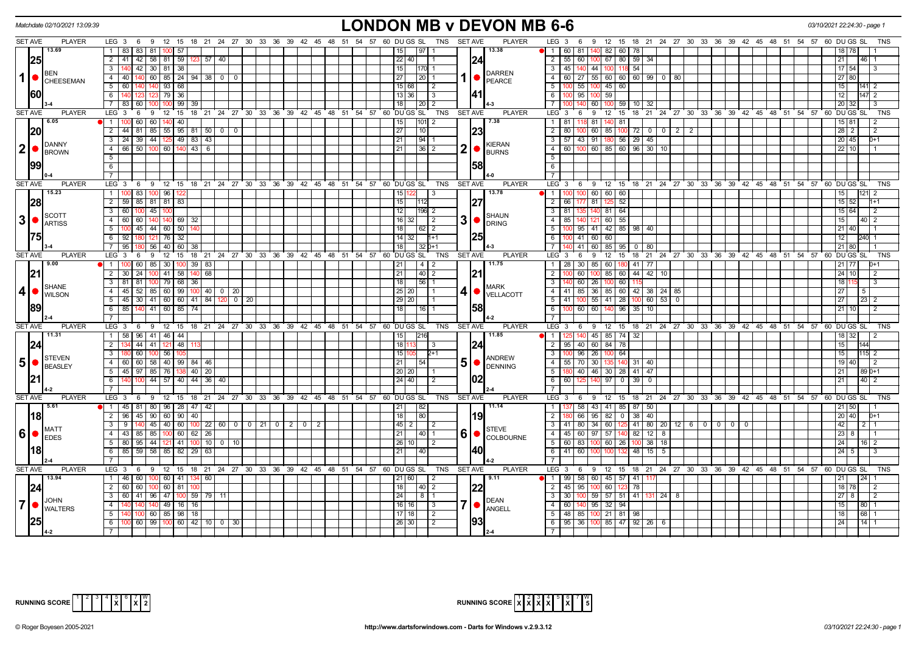Matchdate 02/10/2021 13:09:39

# LONDON MB v DEVON MB 6-6

03/10/2021 22:24:30 - page 1

| SET AVE | PLAYER | LEG | Scores | DU | GS | SL | TNS | SET AVE | PLAYER | LEG | Scores | DU | GS | SL | TNS |
|---|---|---|---|---|---|---|---|---|---|---|---|---|---|---|---|
| 13.69 / 25 / 60 / 3-4 | 1 BEN CHEESEMAN | 1 | 83 83 81 100 57 | 15 | | 97 | 1 | 13.38 / 24 / 41 / 4-3 | 1 DARREN PEARCE | 1 | 60 81 140 82 60 78 | 18 | 78 | | 1 |
| | | 2 | 41 42 58 81 59 123 57 40 | 22 | 40 | | 1 | | | 2 | 55 60 100 67 80 59 34 | 21 | | 46 | 1 |
| | | 3 | 140 42 30 81 38 | 15 | | 170 | 1 | | | 3 | 45 140 44 100 118 54 | 17 | 54 | | 3 |
| | | 4 | 40 140 60 85 24 94 38 0 0 | 27 | | 20 | 1 | | | 4 | 60 27 55 60 60 60 99 0 80 | 27 | 80 | | |
| | | 5 | 60 140 140 93 68 | 15 | 68 | | 2 | | | 5 | 100 55 100 45 60 | 15 | | 141 | 2 |
| | | 6 | 140 123 123 79 36 | 13 | 36 | | 3 | | | 6 | 100 95 100 59 | 12 | | 147 | 2 |
| | | 7 | 83 60 100 100 99 39 | 18 | | 20 | 2 | | | 7 | 100 140 60 100 59 10 32 | 20 | 32 | | 3 |
| 6.05 / 20 / 99 / 0-4 | 2 DANNY BROWN | 1 | 100 60 60 140 40 | 15 | | 101 | 2 | 7.38 / 23 / 58 / 4-0 | 2 KIERAN BURNS | 1 | 81 118 81 140 81 | 15 | 81 | | 2 |
| | | 2 | 44 81 85 55 95 81 50 0 0 | 27 | | 10 | | | | 2 | 80 100 60 85 100 72 0 0 2 2 | 28 | 2 | | 2 |
| | | 3 | 24 39 44 125 49 83 43 | 21 | | 94 | 1 | | | 3 | 57 43 91 180 56 29 45 | 20 | 45 | | 0+1 |
| | | 4 | 66 50 100 60 140 43 6 | 21 | | 36 | 2 | | | 4 | 60 100 60 85 60 96 30 10 | 22 | 10 | | 1 |
| 15.23 / 28 / 75 / 3-4 | 3 SCOTT ARTISS | 1 | 100 83 100 96 122 | 15 | 122 | | 3 | 13.78 / 27 / 25 / 4-3 | 3 SHAUN DRING | 1 | 100 100 60 60 60 | 15 | | 121 | 2 |
| | | 2 | 59 85 81 81 83 | 15 | | 112 | | | | 2 | 66 177 81 125 52 | 15 | 52 | | 1+1 |
| | | 3 | 60 100 45 100 | 12 | | 196 | 2 | | | 3 | 81 135 140 81 64 | 15 | 64 | | 2 |
| | | 4 | 60 60 140 140 69 32 | 16 | 32 | | 2 | | | 4 | 85 140 121 60 55 | 15 | | 40 | 2 |
| | | 5 | 100 45 44 60 50 140 | 18 | | 62 | 2 | | | 5 | 100 95 41 42 85 98 40 | 21 | 40 | | 1 |
| | | 6 | 92 180 121 76 32 | 14 | 32 | | 1+1 | | | 6 | 100 41 60 60 | 12 | | 240 | 1 |
| | | 7 | 95 180 56 40 60 38 | 18 | | 32 | 0+1 | | | 7 | 140 41 60 85 95 0 80 | 21 | 80 | | 1 |
| 9.00 / 21 / 89 / 2-4 | 4 SHANE WILSON | 1 | 100 60 85 30 100 39 83 | 21 | | 4 | 2 | 11.75 / 21 / 58 / 4-2 | 4 MARK VELLACOTT | 1 | 28 30 85 60 180 41 77 | 21 | 77 | | 0+1 |
| | | 2 | 30 24 100 41 58 140 68 | 21 | | 40 | 2 | | | 2 | 100 60 100 85 60 44 42 10 | 24 | 10 | | 2 |
| | | 3 | 81 81 100 79 68 36 | 18 | | 56 | 1 | | | 3 | 140 60 26 100 60 115 | 18 | 115 | | 3 |
| | | 4 | 45 52 85 60 99 100 40 0 20 | 25 | 20 | | 1 | | | 4 | 41 85 36 85 60 42 38 24 85 | 27 | | 5 | |
| | | 5 | 45 30 41 60 60 41 84 120 0 20 | 29 | 20 | | 1 | | | 5 | 41 100 55 41 28 100 60 53 0 | 27 | | 23 | 2 |
| | | 6 | 85 140 41 60 85 74 | 18 | | 16 | 1 | | | 6 | 100 60 60 140 96 35 10 | 21 | 10 | | 2 |
| 11.31 / 24 / 21 / 4-2 | 5 STEVEN BEASLEY | 1 | 58 96 41 46 44 | 15 | | 216 | | 11.85 / 24 / 02 / 2-4 | 5 ANDREW DENNING | 1 | 125 140 45 85 74 32 | 18 | 32 | | 2 |
| | | 2 | 134 44 41 121 48 113 | 18 | 113 | | 3 | | | 2 | 95 40 60 84 78 | 15 | | 144 | |
| | | 3 | 180 60 100 56 105 | 15 | 105 | | 2+1 | | | 3 | 100 96 26 100 64 | 15 | | 115 | 2 |
| | | 4 | 60 60 58 40 99 84 46 | 21 | | 54 | | | | 4 | 55 70 30 135 140 31 40 | 19 | 40 | | 2 |
| | | 5 | 45 97 85 76 138 40 20 | 20 | 20 | | 1 | | | 5 | 180 40 46 30 28 41 47 | 21 | | 89 | 0+1 |
| | | 6 | 140 100 44 57 40 44 36 40 | 24 | 40 | | 2 | | | 6 | 60 125 140 97 0 39 0 | 21 | | 40 | 2 |
| 5.61 / 18 / 18 / 2-4 | 6 MATT EDES | 1 | 45 81 80 96 28 47 42 | 21 | | 82 | | 11.14 / 19 / 40 / 4-2 | 6 STEVE COLBOURNE | 1 | 137 58 43 41 85 87 50 | 21 | 50 | | 1 |
| | | 2 | 96 45 90 60 90 40 | 18 | | 80 | | | | 2 | 180 66 95 82 0 38 40 | 20 | 40 | | 0+1 |
| | | 3 | 9 140 45 40 60 100 22 60 0 0 21 0 2 0 2 | 45 | 2 | | 2 | | | 3 | 41 80 34 60 125 41 80 20 12 6 0 0 0 0 | 42 | | 2 | 1 |
| | | 4 | 43 85 85 100 60 62 26 | 21 | | 40 | 1 | | | 4 | 45 60 97 57 140 82 12 8 | 23 | 8 | | 1 |
| | | 5 | 80 95 44 121 41 100 10 0 10 | 26 | 10 | | 2 | | | 5 | 60 83 100 60 26 100 38 18 | 24 | | 16 | 2 |
| | | 6 | 85 59 58 85 82 29 63 | 21 | | 40 | | | | 6 | 41 60 100 100 132 48 15 5 | 24 | 5 | | 3 |
| 13.94 / 24 / 25 / 4-2 | 7 JOHN WALTERS | 1 | 46 60 100 60 41 134 60 | 21 | 60 | | 2 | 9.11 / 22 / 93 / 2-4 | 7 DEAN ANGELL | 1 | 99 58 60 45 57 41 117 | 21 | | 24 | 1 |
| | | 2 | 60 60 100 60 81 100 | 18 | | 40 | 2 | | | 2 | 45 95 100 60 123 78 | 18 | 78 | | 2 |
| | | 3 | 60 41 96 47 100 59 79 11 | 24 | | 8 | 1 | | | 3 | 30 100 59 57 51 41 131 24 8 | 27 | 8 | | 2 |
| | | 4 | 140 140 140 49 16 16 | 16 | 16 | | 3 | | | 4 | 60 140 95 32 94 | 15 | | 80 | 1 |
| | | 5 | 140 100 60 85 98 18 | 17 | 18 | | 2 | | | 5 | 48 85 100 21 81 98 | 18 | | 68 | 1 |
| | | 6 | 100 60 99 100 60 42 10 0 30 | 26 | 30 | | 2 | | | 6 | 95 36 100 85 47 92 26 6 | 24 | | 14 | 1 |

RUNNING SCORE (London): 1 2 3 4 5 X 6 7 X W 2

RUNNING SCORE (Devon): 1 X 2 X 3 X 4 X 5 6 X 7 W 5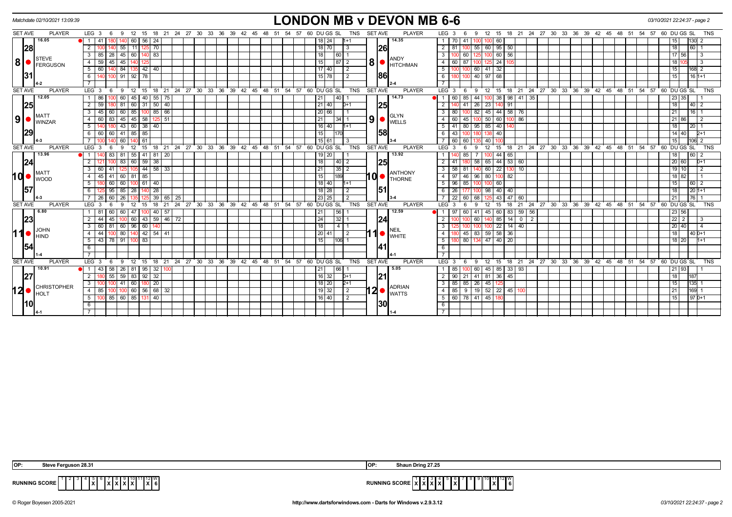Matchdate 02/10/2021 13:09:39

# LONDON MB v DEVON MB 6-6

03/10/2021 22:24:37 - page 2

| SET AVE | PLAYER | LEG | 3 | 6 | 9 | 12 | 15 | 18 | 21 | 24 | DU | GS | SL | TNS | SET AVE | PLAYER | LEG | 3 | 6 | 9 | 12 | 15 | 18 | 21 | 24 | DU | GS | SL | TNS |
|---|---|---|---|---|---|---|---|---|---|---|---|---|---|---|---|---|---|---|---|---|---|---|---|---|---|---|---|---|---|
| 16.05 / 28 / 31 / 4-2 | 8 STEVE FERGUSON | 1 | 41 | 180 | 140 | 60 | 56 | 24 | | | 18 | 24 | | 1+1 | 14.35 / 26 / 86 / 2-4 | 8 ANDY HITCHMAN | 1 | 70 | 41 | 100 | 100 | 60 | | | | | 15 | 130 | 2 |
| | | 2 | 100 | 140 | 55 | 11 | 125 | 70 | | | | 18 | 70 | 3 | | | 2 | 81 | 100 | 55 | 60 | 95 | 50 | | | | 18 | 60 | 1 |
| | | 3 | 85 | 28 | 45 | 60 | 140 | 83 | | | | 18 | 60 | 1 | | | 3 | 100 | 60 | 125 | 100 | 60 | 56 | | | 17 | 56 | | 3 |
| | | 4 | 59 | 45 | 45 | 140 | 125 | | | | | 15 | 87 | 2 | | | 4 | 60 | 87 | 100 | 125 | 24 | 105 | | | 18 | 105 | | 3 |
| | | 5 | 60 | 140 | 84 | 135 | 42 | 40 | | | 17 | 40 | | 2 | | | 5 | 100 | 100 | 60 | 41 | 32 | | | | | 15 | 168 | 2 |
| | | 6 | 140 | 100 | 91 | 92 | 78 | | | | 15 | 78 | | 2 | | | 6 | 180 | 100 | 40 | 97 | 68 | | | | | 15 | 16 | 1+1 |
| 12.05 / 25 / 29 / 4-3 | 9 MATT WINZAR | 1 | 86 | 100 | 60 | 45 | 40 | 55 | 75 | | | 21 | 40 | 1 | 14.73 / 25 / 58 / 3-4 | 9 GLYN WELLS | 1 | 60 | 85 | 44 | 100 | 38 | 98 | 41 | 35 | 23 | 35 | | 1 |
| | | 2 | 59 | 180 | 81 | 60 | 31 | 50 | 40 | | 21 | 40 | | 0+1 | | | 2 | 140 | 41 | 26 | 23 | 140 | 91 | | | | 18 | 40 | 2 |
| | | 3 | 45 | 60 | 60 | 85 | 100 | 85 | 66 | | 20 | 66 | | 1 | | | 3 | 80 | 100 | 82 | 45 | 44 | 58 | 76 | | | 21 | 16 | 1 |
| | | 4 | 60 | 83 | 45 | 45 | 58 | 125 | 51 | | | 21 | 34 | 1 | | | 4 | 60 | 45 | 100 | 50 | 60 | 100 | 86 | | 21 | 86 | | 2 |
| | | 5 | 140 | 180 | 43 | 60 | 38 | 40 | | | 16 | 40 | | 1+1 | | | 5 | 41 | 80 | 95 | 85 | 40 | 140 | | | | 18 | 20 | 1 |
| | | 6 | 60 | 60 | 41 | 85 | 85 | | | | | 15 | 170 | | | | 6 | 43 | 100 | 180 | 138 | 40 | | | | 14 | 40 | | 2+1 |
| | | 7 | 100 | 140 | 60 | 140 | 61 | | | | 15 | 61 | | 3 | | | 7 | 60 | 60 | 135 | 40 | 100 | | | | | 15 | 106 | 2 |
| 13.96 / 24 / 57 / 4-3 | 10 MATT WOOD | 1 | 140 | 83 | 81 | 55 | 41 | 81 | 20 | | 19 | 20 | | 1 | 13.92 / 25 / 51 / 3-4 | 10 ANTHONY THORNE | 1 | 140 | 85 | 7 | 100 | 44 | 65 | | | | 18 | 60 | 2 |
| | | 2 | 121 | 100 | 83 | 60 | 59 | 38 | | | | 18 | 40 | 2 | | | 2 | 41 | 180 | 58 | 65 | 44 | 53 | 60 | | 20 | 60 | | 0+1 |
| | | 3 | 60 | 41 | 125 | 105 | 44 | 58 | 33 | | | 21 | 35 | 2 | | | 3 | 58 | 81 | 140 | 60 | 22 | 130 | 10 | | 19 | 10 | | 2 |
| | | 4 | 45 | 41 | 60 | 81 | 85 | | | | | 15 | 189 | | | | 4 | 97 | 46 | 96 | 80 | 100 | 82 | | | 18 | 82 | | 1 |
| | | 5 | 180 | 60 | 60 | 100 | 61 | 40 | | | 18 | 40 | | 1+1 | | | 5 | 96 | 85 | 100 | 100 | 60 | | | | | 15 | 60 | 2 |
| | | 6 | 125 | 95 | 85 | 28 | 140 | 28 | | | 18 | 28 | | 2 | | | 6 | 26 | 177 | 100 | 98 | 40 | 40 | | | | 18 | 20 | 1+1 |
| | | 7 | 26 | 60 | 26 | 135 | 125 | 39 | 65 | 25 | 23 | 25 | | 2 | | | 7 | 22 | 60 | 68 | 125 | 43 | 47 | 60 | | | 21 | 76 | 1 |
| 6.80 / 23 / 54 / 1-4 | 11 JOHN HIND | 1 | 81 | 60 | 60 | 47 | 100 | 40 | 57 | | | 21 | 56 | 1 | 12.59 / 24 / 41 / 4-1 | 11 NEIL WHITE | 1 | 97 | 60 | 41 | 45 | 60 | 83 | 59 | 56 | 23 | 56 | | |
| | | 2 | 44 | 45 | 100 | 60 | 43 | 59 | 46 | 72 | | 24 | 32 | 1 | | | 2 | 100 | 100 | 60 | 140 | 85 | 14 | 0 | 2 | 22 | 2 | | 3 |
| | | 3 | 60 | 81 | 60 | 96 | 60 | 140 | | | | 18 | 4 | 1 | | | 3 | 125 | 100 | 100 | 100 | 22 | 14 | 40 | | 20 | 40 | | 4 |
| | | 4 | 44 | 100 | 80 | 140 | 42 | 54 | 41 | | 20 | 41 | | 2 | | | 4 | 180 | 45 | 83 | 59 | 58 | 36 | | | | 18 | 40 | 0+1 |
| | | 5 | 43 | 78 | 91 | 100 | 83 | | | | | 15 | 106 | 1 | | | 5 | 180 | 80 | 134 | 47 | 40 | 20 | | | 18 | 20 | | 1+1 |
| 10.91 / 27 / 10 / 4-1 | 12 CHRISTOPHER HOLT | 1 | 43 | 58 | 26 | 81 | 95 | 32 | 100 | | | 21 | 66 | 1 | 5.05 / 21 / 30 / 1-4 | 12 ADRIAN WATTS | 1 | 85 | 100 | 60 | 45 | 85 | 33 | 93 | | 21 | 93 | | 1 |
| | | 2 | 180 | 55 | 59 | 83 | 92 | 32 | | | 16 | 32 | | 0+1 | | | 2 | 90 | 21 | 41 | 81 | 36 | 45 | | | | 18 | 187 | |
| | | 3 | 100 | 100 | 41 | 60 | 180 | 20 | | | 18 | 20 | | 2+1 | | | 3 | 85 | 85 | 26 | 45 | 125 | | | | | 15 | 135 | 1 |
| | | 4 | 85 | 100 | 100 | 60 | 56 | 68 | 32 | | 19 | 32 | | 2 | | | 4 | 85 | 9 | 19 | 52 | 22 | 45 | 100 | | | 21 | 169 | 1 |
| | | 5 | 100 | 85 | 60 | 85 | 131 | 40 | | | 16 | 40 | | 2 | | | 5 | 60 | 78 | 41 | 45 | 180 | | | | | 15 | 97 | 0+1 |

OP: Steve Ferguson 28.31

OP: Shaun Dring 27.25

| RUNNING SCORE | 1 | 2 | 3 | 4 | 5 | 6 | 7 | 8 | 9 | 10 | 11 | 12 | W |
|---|---|---|---|---|---|---|---|---|---|---|---|---|---|
| LONDON MB | | | | | X | | X | X | X | X | | X | 6 |
| DEVON MB | X | X | X | X | | X | | | | | X | | 6 |

© Roger Boyesen 2005-2021 http://www.dartsforwindows.com - Darts for Windows v.2.9.3.12 03/10/2021 22:24:37 - page 2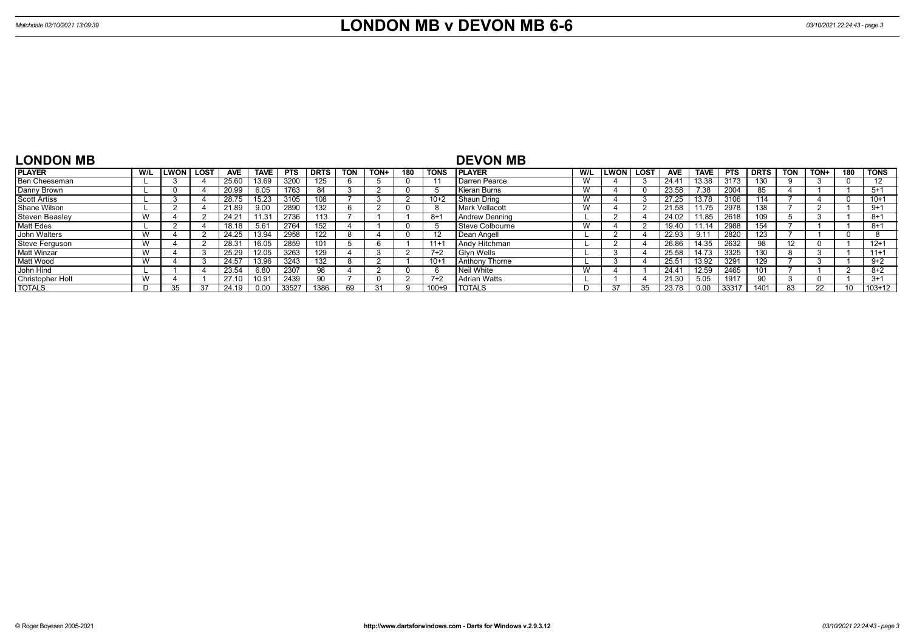# LONDON MB v DEVON MB 6-6

Matchdate 02/10/2021 13:09:39

## LONDON MB

| PLAYER | W/L | LWON | LOST | AVE | TAVE | PTS | DRTS | TON | TON+ | 180 | TONS |
|---|---|---|---|---|---|---|---|---|---|---|---|
| Ben Cheeseman | L | 3 | 4 | 25.60 | 13.69 | 3200 | 125 | 6 | 5 | 0 | 11 |
| Danny Brown | L | 0 | 4 | 20.99 | 6.05 | 1763 | 84 | 3 | 2 | 0 | 5 |
| Scott Artiss | L | 3 | 4 | 28.75 | 15.23 | 3105 | 108 | 7 | 3 | 2 | 10+2 |
| Shane Wilson | L | 2 | 4 | 21.89 | 9.00 | 2890 | 132 | 6 | 2 | 0 | 8 |
| Steven Beasley | W | 4 | 2 | 24.21 | 11.31 | 2736 | 113 | 7 | 1 | 1 | 8+1 |
| Matt Edes | L | 2 | 4 | 18.18 | 5.61 | 2764 | 152 | 4 | 1 | 0 | 5 |
| John Walters | W | 4 | 2 | 24.25 | 13.94 | 2958 | 122 | 8 | 4 | 0 | 12 |
| Steve Ferguson | W | 4 | 2 | 28.31 | 16.05 | 2859 | 101 | 5 | 6 | 1 | 11+1 |
| Matt Winzar | W | 4 | 3 | 25.29 | 12.05 | 3263 | 129 | 4 | 3 | 2 | 7+2 |
| Matt Wood | W | 4 | 3 | 24.57 | 13.96 | 3243 | 132 | 8 | 2 | 1 | 10+1 |
| John Hind | L | 1 | 4 | 23.54 | 6.80 | 2307 | 98 | 4 | 2 | 0 | 6 |
| Christopher Holt | W | 4 | 1 | 27.10 | 10.91 | 2439 | 90 | 7 | 0 | 2 | 7+2 |
| TOTALS | D | 35 | 37 | 24.19 | 0.00 | 33527 | 1386 | 69 | 31 | 9 | 100+9 |

## DEVON MB

| PLAYER | W/L | LWON | LOST | AVE | TAVE | PTS | DRTS | TON | TON+ | 180 | TONS |
|---|---|---|---|---|---|---|---|---|---|---|---|
| Darren Pearce | W | 4 | 3 | 24.41 | 13.38 | 3173 | 130 | 9 | 3 | 0 | 12 |
| Kieran Burns | W | 4 | 0 | 23.58 | 7.38 | 2004 | 85 | 4 | 1 | 1 | 5+1 |
| Shaun Dring | W | 4 | 3 | 27.25 | 13.78 | 3106 | 114 | 7 | 4 | 0 | 10+1 |
| Mark Vellacott | W | 4 | 2 | 21.58 | 11.75 | 2978 | 138 | 7 | 2 | 1 | 9+1 |
| Andrew Denning | L | 2 | 4 | 24.02 | 11.85 | 2618 | 109 | 5 | 3 | 1 | 8+1 |
| Steve Colbourne | W | 4 | 2 | 19.40 | 11.14 | 2988 | 154 | 7 | 1 | 1 | 8+1 |
| Dean Angell | L | 2 | 4 | 22.93 | 9.11 | 2820 | 123 | 7 | 1 | 0 | 8 |
| Andy Hitchman | L | 2 | 4 | 26.86 | 14.35 | 2632 | 98 | 12 | 0 | 1 | 12+1 |
| Glyn Wells | L | 3 | 4 | 25.58 | 14.73 | 3325 | 130 | 8 | 3 | 1 | 11+1 |
| Anthony Thorne | L | 3 | 4 | 25.51 | 13.92 | 3291 | 129 | 7 | 3 | 1 | 9+2 |
| Neil White | W | 4 | 1 | 24.41 | 12.59 | 2465 | 101 | 7 | 1 | 2 | 8+2 |
| Adrian Watts | L | 1 | 4 | 21.30 | 5.05 | 1917 | 90 | 3 | 0 | 1 | 3+1 |
| TOTALS | D | 37 | 35 | 23.78 | 0.00 | 33317 | 1401 | 83 | 22 | 10 | 103+12 |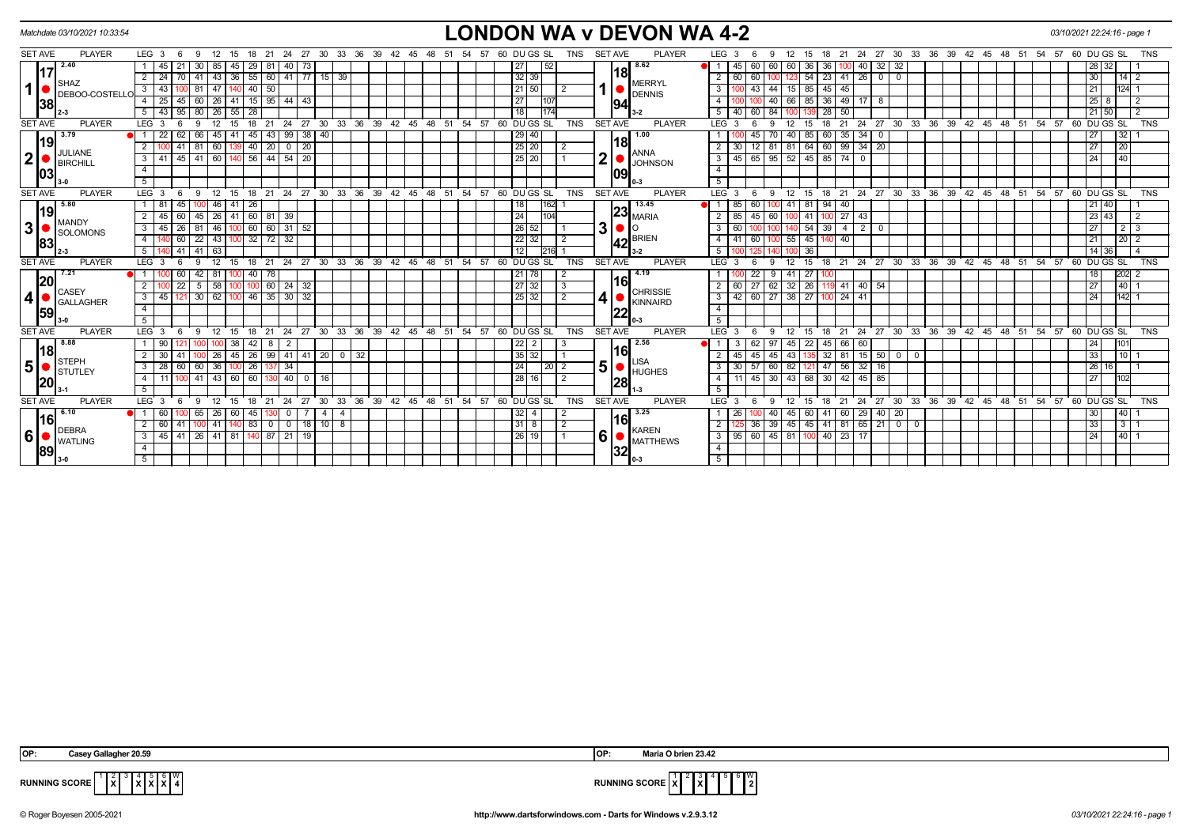Matchdate 03/10/2021 10:33:54

# LONDON WA v DEVON WA 4-2

03/10/2021 22:24:16 - page 1

| SET | AVE | PLAYER | LEG | 3 | 6 | 9 | 12 | 15 | 18 | 21 | 24 | 27 | 30 | 33 | DU | GS | SL | TNS | SET | AVE | PLAYER | LEG | 3 | 6 | 9 | 12 | 15 | 18 | 21 | 24 | 27 | 30 | 33 | DU | GS | SL | TNS |
|---|---|---|---|---|---|---|---|---|---|---|---|---|---|---|---|---|---|---|---|---|---|---|---|---|---|---|---|---|---|---|---|---|---|---|---|---|---|
| 1 | 17.38 (2.40) | SHAZ DEBOO-COSTELLO 2-3 | 1 | 45 | 21 | 30 | 85 | 45 | 29 | 81 | 40 | 73 | | | 27 | | 52 | | 1 | 18.94 (8.62) | MERRYL DENNIS 3-2 | 1 | 45 | 60 | 60 | 60 | 36 | 36 | 100 | 40 | 32 | 32 | | 28 | 32 | | 1 |
| | | | 2 | 24 | 70 | 41 | 43 | 36 | 55 | 60 | 41 | 77 | 15 | 39 | 32 | 39 | | | | | | 2 | 60 | 60 | 100 | 123 | 54 | 23 | 41 | 26 | 0 | 0 | | 30 | | 14 | 2 |
| | | | 3 | 43 | 100 | 81 | 47 | 140 | 40 | 50 | | | | | 21 | 50 | | 2 | | | | 3 | 100 | 43 | 44 | 15 | 85 | 45 | 45 | | | | | 21 | | 124 | 1 |
| | | | 4 | 25 | 45 | 60 | 26 | 41 | 15 | 95 | 44 | 43 | | | 27 | | 107 | | | | | 4 | 100 | 100 | 40 | 66 | 85 | 36 | 49 | 17 | 8 | | | 25 | 8 | | 2 |
| | | | 5 | 43 | 95 | 80 | 26 | 55 | 28 | | | | | | 18 | | 174 | | | | | 5 | 40 | 60 | 84 | 100 | 139 | 28 | 50 | | | | | 21 | 50 | | 2 |
| 2 | 19.03 (3.79) | JULIANE BIRCHILL 3-0 | 1 | 22 | 62 | 66 | 45 | 41 | 45 | 43 | 99 | 38 | 40 | | 29 | 40 | | | 2 | 18.09 (1.00) | ANNA JOHNSON 0-3 | 1 | 100 | 45 | 70 | 40 | 85 | 60 | 35 | 34 | 0 | | | 27 | | 32 | 1 |
| | | | 2 | 100 | 41 | 81 | 60 | 139 | 40 | 20 | 0 | 20 | | | 25 | 20 | | 2 | | | | 2 | 30 | 12 | 81 | 81 | 64 | 60 | 99 | 34 | 20 | | | 27 | | 20 | |
| | | | 3 | 41 | 45 | 41 | 60 | 140 | 56 | 44 | 54 | 20 | | | 25 | 20 | | 1 | | | | 3 | 45 | 65 | 95 | 52 | 45 | 85 | 74 | 0 | | | | 24 | | 40 | |
| 3 | 19.83 (5.80) | MANDY SOLOMONS 2-3 | 1 | 81 | 45 | 100 | 46 | 41 | 26 | | | | | | 18 | | 162 | 1 | 3 | 23.42 (13.45) | MARIA O BRIEN 3-2 | 1 | 85 | 60 | 100 | 41 | 81 | 94 | 40 | | | | | 21 | 40 | | 1 |
| | | | 2 | 45 | 60 | 45 | 26 | 41 | 60 | 81 | 39 | | | | 24 | | 104 | | | | | 2 | 85 | 45 | 60 | 100 | 41 | 100 | 27 | 43 | | | | 23 | 43 | | 2 |
| | | | 3 | 45 | 26 | 81 | 46 | 100 | 60 | 60 | 31 | 52 | | | 26 | 52 | | 1 | | | | 3 | 60 | 100 | 100 | 140 | 54 | 39 | 4 | 2 | 0 | | | 27 | | 2 | 3 |
| | | | 4 | 140 | 60 | 22 | 43 | 100 | 32 | 72 | 32 | | | | 22 | 32 | | 2 | | | | 4 | 41 | 60 | 100 | 55 | 45 | 140 | 40 | | | | | 21 | | 20 | 2 |
| | | | 5 | 140 | 41 | 41 | 63 | | | | | | | | 12 | | 216 | 1 | | | | 5 | 100 | 125 | 140 | 100 | 36 | | | | | | | 14 | 36 | | 4 |
| 4 | 20.59 (7.21) | CASEY GALLAGHER 3-0 | 1 | 100 | 60 | 42 | 81 | 100 | 40 | 78 | | | | | 21 | 78 | | 2 | 4 | 16.22 (4.19) | CHRISSIE KINNAIRD 0-3 | 1 | 100 | 22 | 9 | 41 | 27 | 100 | | | | | | 18 | | 202 | 2 |
| | | | 2 | 100 | 22 | 5 | 58 | 100 | 100 | 60 | 24 | 32 | | | 27 | 32 | | 3 | | | | 2 | 60 | 27 | 62 | 32 | 26 | 119 | 41 | 40 | 54 | | | 27 | | 40 | 1 |
| | | | 3 | 45 | 121 | 30 | 62 | 100 | 46 | 35 | 30 | 32 | | | 25 | 32 | | 2 | | | | 3 | 42 | 60 | 27 | 38 | 27 | 100 | 24 | 41 | | | | 24 | | 142 | 1 |
| 5 | 18.20 (8.88) | STEPH STUTLEY 3-1 | 1 | 90 | 121 | 100 | 100 | 38 | 42 | 8 | 2 | | | | 22 | 2 | | 3 | 5 | 16.28 (2.56) | LISA HUGHES 1-3 | 1 | 3 | 62 | 97 | 45 | 22 | 45 | 66 | 60 | | | | 24 | | 101 | |
| | | | 2 | 30 | 41 | 100 | 26 | 45 | 26 | 99 | 41 | 41 | 20 | 0 | 35 | 32 | | 1 | | | | 2 | 45 | 45 | 45 | 43 | 135 | 32 | 81 | 15 | 50 | 0 | 0 | 33 | | 10 | 1 |
| | | | 3 | 28 | 60 | 60 | 36 | 100 | 26 | 137 | 34 | | | | 24 | | 20 | 2 | | | | 3 | 30 | 57 | 60 | 82 | 121 | 47 | 56 | 32 | 16 | | | 26 | 16 | | 1 |
| | | | 4 | 11 | 100 | 41 | 43 | 60 | 60 | 130 | 40 | 0 | 16 | | 28 | 16 | | 2 | | | | 4 | 11 | 45 | 30 | 43 | 68 | 30 | 42 | 45 | 85 | | | 27 | | 102 | |
| 6 | 16.89 (6.10) | DEBRA WATLING 3-0 | 1 | 60 | 100 | 65 | 26 | 60 | 45 | 130 | 0 | 7 | 4 | 4 | 32 | 4 | | 2 | 6 | 16.32 (3.25) | KAREN MATTHEWS 0-3 | 1 | 26 | 100 | 40 | 45 | 60 | 41 | 60 | 29 | 40 | 20 | | 30 | | 40 | 1 |
| | | | 2 | 60 | 41 | 100 | 41 | 140 | 83 | 0 | 0 | 18 | 10 | 8 | 31 | 8 | | 2 | | | | 2 | 125 | 36 | 39 | 45 | 45 | 41 | 81 | 65 | 21 | 0 | 0 | 33 | | 3 | 1 |
| | | | 3 | 45 | 41 | 26 | 41 | 81 | 140 | 87 | 21 | 19 | | | 26 | 19 | | 1 | | | | 3 | 95 | 60 | 45 | 81 | 100 | 40 | 23 | 17 | | | | 24 | | 40 | 1 |

OP: Casey Gallagher 20.59 | OP: Maria O brien 23.42

RUNNING SCORE (LONDON WA): 1: X, 2: , 3: , 4: X, 5: X, 6: X, W: 4

RUNNING SCORE (DEVON WA): 1: X, 2: , 3: X, 4: , 5: , 6: , W: 2

© Roger Boyesen 2005-2021 http://www.dartsforwindows.com - Darts for Windows v.2.9.3.12 03/10/2021 22:24:16 - page 1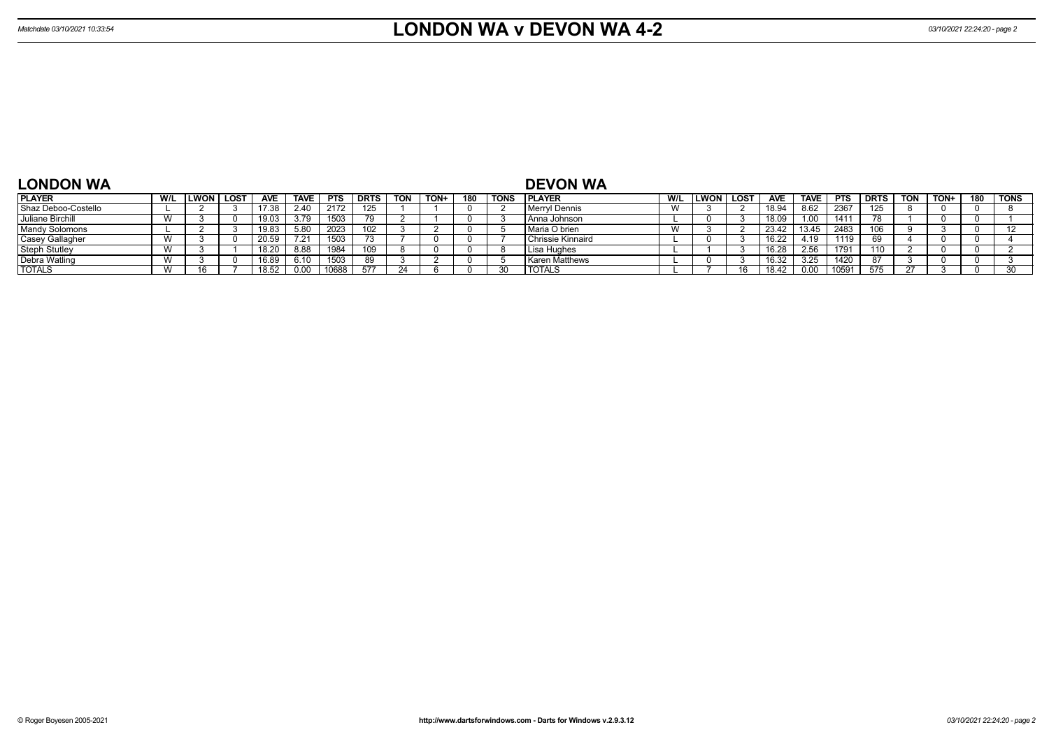# LONDON WA v DEVON WA 4-2

Matchdate 03/10/2021 10:33:54

## LONDON WA

| PLAYER | W/L | LWON | LOST | AVE | TAVE | PTS | DRTS | TON | TON+ | 180 | TONS |
|---|---|---|---|---|---|---|---|---|---|---|---|
| Shaz Deboo-Costello | L | 2 | 3 | 17.38 | 2.40 | 2172 | 125 | 1 | 1 | 0 | 2 |
| Juliane Birchill | W | 3 | 0 | 19.03 | 3.79 | 1503 | 79 | 2 | 1 | 0 | 3 |
| Mandy Solomons | L | 2 | 3 | 19.83 | 5.80 | 2023 | 102 | 3 | 2 | 0 | 5 |
| Casey Gallagher | W | 3 | 0 | 20.59 | 7.21 | 1503 | 73 | 7 | 0 | 0 | 7 |
| Steph Stutley | W | 3 | 1 | 18.20 | 8.88 | 1984 | 109 | 8 | 0 | 0 | 8 |
| Debra Watling | W | 3 | 0 | 16.89 | 6.10 | 1503 | 89 | 3 | 2 | 0 | 5 |
| TOTALS | W | 16 | 7 | 18.52 | 0.00 | 10688 | 577 | 24 | 6 | 0 | 30 |

## DEVON WA

| PLAYER | W/L | LWON | LOST | AVE | TAVE | PTS | DRTS | TON | TON+ | 180 | TONS |
|---|---|---|---|---|---|---|---|---|---|---|---|
| Merryl Dennis | W | 3 | 2 | 18.94 | 8.62 | 2367 | 125 | 8 | 0 | 0 | 8 |
| Anna Johnson | L | 0 | 3 | 18.09 | 1.00 | 1411 | 78 | 1 | 0 | 0 | 1 |
| Maria O brien | W | 3 | 2 | 23.42 | 13.45 | 2483 | 106 | 9 | 3 | 0 | 12 |
| Chrissie Kinnaird | L | 0 | 3 | 16.22 | 4.19 | 1119 | 69 | 4 | 0 | 0 | 4 |
| Lisa Hughes | L | 1 | 3 | 16.28 | 2.56 | 1791 | 110 | 2 | 0 | 0 | 2 |
| Karen Matthews | L | 0 | 3 | 16.32 | 3.25 | 1420 | 87 | 3 | 0 | 0 | 3 |
| TOTALS | L | 7 | 16 | 18.42 | 0.00 | 10591 | 575 | 27 | 3 | 0 | 30 |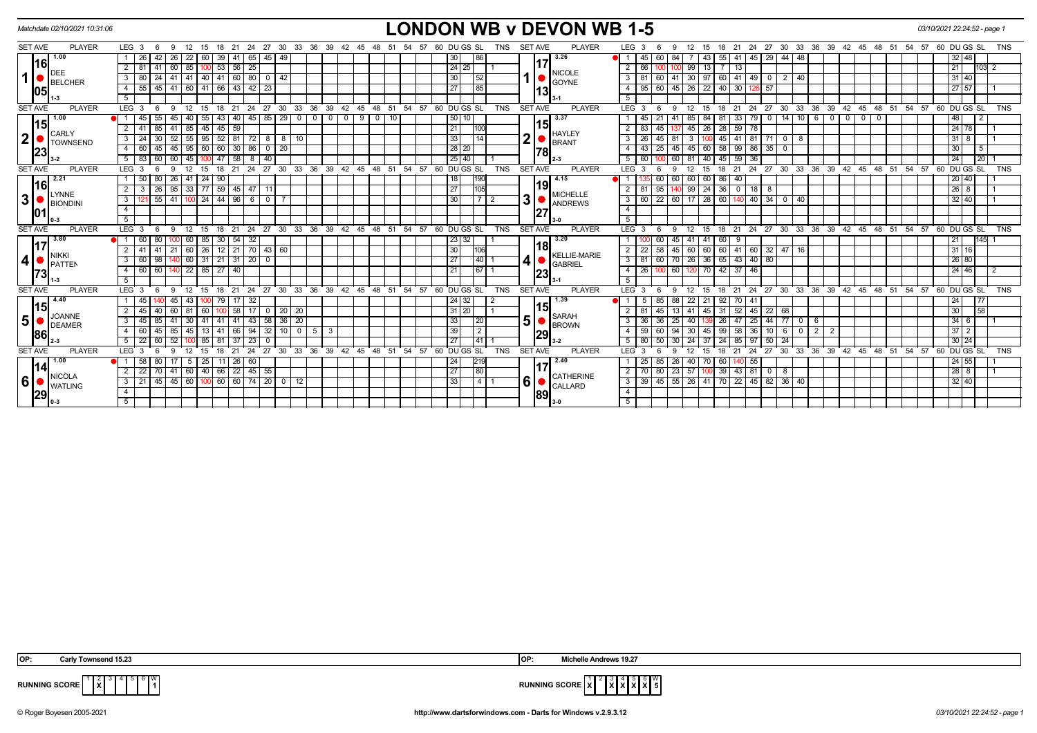Matchdate 02/10/2021 10:31:06

# LONDON WB v DEVON WB 1-5

03/10/2021 22:24:52 - page 1

| SET AVE | PLAYER | LEG | 3 | 6 | 9 | 12 | 15 | 18 | 21 | 24 | 27 | 30 | 33 | 36 | 39 | 42 | 45 | 48 | 51 | 54 | 57 | 60 | DU | GS | SL | TNS | SET AVE | PLAYER | LEG | 3 | 6 | 9 | 12 | 15 | 18 | 21 | 24 | 27 | 30 | 33 | 36 | 39 | 42 | 45 | 48 | 51 | 54 | 57 | 60 | DU | GS | SL | TNS |
|---|---|---|---|---|---|---|---|---|---|---|---|---|---|---|---|---|---|---|---|---|---|---|---|---|---|---|---|---|---|---|---|---|---|---|---|---|---|---|---|---|---|---|---|---|---|---|---|---|---|---|---|---|
| 16.05 (1.00) | 1 DEE BELCHER 1-3 | 1 | 26 | 42 | 26 | 22 | 60 | 39 | 41 | 65 | 45 | 49 | | | | | | | | | | | 30 | | 86 | | 17.13 (3.26) | 1 NICOLE GOYNE 3-1 | 1 | 45 | 60 | 84 | 7 | 43 | 55 | 41 | 45 | 29 | 44 | 48 | | | | | | | | | | 32 | 48 | | |
| | | 2 | 81 | 41 | 60 | 85 | 100 | 53 | 56 | 25 | | | | | | | | | | | | | 24 | 25 | | 1 | | | 2 | 66 | 100 | 100 | 99 | 13 | 7 | 13 | | | | | | | | | | | | | | 21 | | 103 | 2 |
| | | 3 | 80 | 24 | 41 | 41 | 40 | 41 | 60 | 80 | 0 | 42 | | | | | | | | | | | 30 | | 52 | | | | 3 | 81 | 60 | 41 | 30 | 97 | 60 | 41 | 49 | 0 | 2 | 40 | | | | | | | | | | 31 | 40 | | |
| | | 4 | 55 | 45 | 41 | 60 | 41 | 66 | 43 | 42 | 23 | | | | | | | | | | | | 27 | | 85 | | | | 4 | 95 | 60 | 45 | 26 | 22 | 40 | 30 | 126 | 57 | | | | | | | | | | | | 27 | 57 | | 1 |
| | | 5 | | | | | | | | | | | | | | | | | | | | | | | | | | | 5 | | | | | | | | | | | | | | | | | | | | | | | | |
| 15.23 (1.00) | 2 CARLY TOWNSEND 3-2 | 1 | 45 | 55 | 45 | 40 | 55 | 43 | 40 | 45 | 85 | 29 | 0 | 0 | 0 | 9 | 0 | 10 | | | | | 50 | 10 | | | 15.78 (3.37) | 2 HAYLEY BRANT 2-3 | 1 | 45 | 21 | 41 | 85 | 84 | 81 | 33 | 79 | 0 | 14 | 10 | 6 | 0 | 0 | 0 | 0 | | | | | 48 | | 2 | |
| | | 2 | 41 | 85 | 41 | 85 | 45 | 45 | 59 | | | | | | | | | | | | | | 21 | | 100 | | | | 2 | 83 | 45 | 137 | 45 | 26 | 28 | 59 | 78 | | | | | | | | | | | | | 24 | 78 | | 1 |
| | | 3 | 24 | 30 | 52 | 55 | 95 | 52 | 81 | 72 | 8 | 8 | 10 | | | | | | | | | | 33 | | 14 | | | | 3 | 26 | 45 | 81 | 3 | 100 | 45 | 41 | 81 | 71 | 0 | 8 | | | | | | | | | | 31 | 8 | | 1 |
| | | 4 | 60 | 45 | 45 | 95 | 60 | 60 | 30 | 86 | 0 | 20 | | | | | | | | | | | 28 | 20 | | | | | 4 | 43 | 25 | 45 | 45 | 60 | 58 | 99 | 86 | 35 | 0 | | | | | | | | | | | 30 | | 5 | |
| | | 5 | 83 | 60 | 60 | 45 | 100 | 47 | 58 | 8 | 40 | | | | | | | | | | | | 25 | 40 | | 1 | | | 5 | 60 | 100 | 60 | 81 | 40 | 45 | 59 | 36 | | | | | | | | | | | | | 24 | | 20 | 1 |
| 16.01 (2.21) | 3 LYNNE BIONDINI 0-3 | 1 | 50 | 80 | 26 | 41 | 24 | 90 | | | | | | | | | | | | | | | 18 | | 190 | | 19.27 (4.15) | 3 MICHELLE ANDREWS 3-0 | 1 | 135 | 60 | 60 | 60 | 60 | 86 | 40 | | | | | | | | | | | | | | 20 | 40 | | 1 |
| | | 2 | 3 | 26 | 95 | 33 | 77 | 59 | 45 | 47 | 11 | | | | | | | | | | | | 27 | | 105 | | | | 2 | 81 | 95 | 140 | 99 | 24 | 36 | 0 | 18 | 8 | | | | | | | | | | | | 26 | 8 | | 1 |
| | | 3 | 121 | 55 | 41 | 100 | 24 | 44 | 96 | 6 | 0 | 7 | | | | | | | | | | | 30 | | 7 | 2 | | | 3 | 60 | 22 | 60 | 17 | 28 | 60 | 140 | 40 | 34 | 0 | 40 | | | | | | | | | | 32 | 40 | | 1 |
| | | 4 | | | | | | | | | | | | | | | | | | | | | | | | | | | 4 | | | | | | | | | | | | | | | | | | | | | | | | |
| | | 5 | | | | | | | | | | | | | | | | | | | | | | | | | | | 5 | | | | | | | | | | | | | | | | | | | | | | | | |
| 17.73 (3.80) | 4 NIKKI PATTEN 1-3 | 1 | 60 | 80 | 100 | 60 | 85 | 30 | 54 | 32 | | | | | | | | | | | | | 23 | 32 | | 1 | 18.23 (3.20) | 4 KELLIE-MARIE GABRIEL 3-1 | 1 | 100 | 60 | 45 | 41 | 41 | 60 | 9 | | | | | | | | | | | | | | 21 | | 145 | 1 |
| | | 2 | 41 | 41 | 21 | 60 | 26 | 12 | 21 | 70 | 43 | 60 | | | | | | | | | | | 30 | | 106 | | | | 2 | 22 | 58 | 45 | 60 | 60 | 60 | 41 | 60 | 32 | 47 | 16 | | | | | | | | | | 31 | 16 | | |
| | | 3 | 60 | 98 | 140 | 60 | 31 | 21 | 31 | 20 | 0 | | | | | | | | | | | | 27 | | 40 | 1 | | | 3 | 81 | 60 | 70 | 26 | 36 | 65 | 43 | 40 | 80 | | | | | | | | | | | | 26 | 80 | | |
| | | 4 | 60 | 60 | 140 | 22 | 85 | 27 | 40 | | | | | | | | | | | | | | 21 | | 67 | 1 | | | 4 | 26 | 100 | 60 | 120 | 70 | 42 | 37 | 46 | | | | | | | | | | | | | 24 | 46 | | 2 |
| | | 5 | | | | | | | | | | | | | | | | | | | | | | | | | | | 5 | | | | | | | | | | | | | | | | | | | | | | | | |
| 15.86 (4.40) | 5 JOANNE DEAMER 2-3 | 1 | 45 | 140 | 45 | 43 | 100 | 79 | 17 | 32 | | | | | | | | | | | | | 24 | 32 | | 2 | 15.29 (1.39) | 5 SARAH BROWN 3-2 | 1 | 5 | 85 | 88 | 22 | 21 | 92 | 70 | 41 | | | | | | | | | | | | | 24 | | 77 | |
| | | 2 | 45 | 40 | 60 | 81 | 60 | 100 | 58 | 17 | 0 | 20 | 20 | | | | | | | | | | 31 | 20 | | 1 | | | 2 | 81 | 45 | 13 | 41 | 45 | 31 | 52 | 45 | 22 | 68 | | | | | | | | | | | 30 | | 58 | |
| | | 3 | 45 | 85 | 41 | 30 | 41 | 41 | 41 | 43 | 58 | 36 | 20 | | | | | | | | | | 33 | | 20 | | | | 3 | 36 | 36 | 25 | 40 | 139 | 26 | 47 | 25 | 44 | 77 | 0 | 6 | | | | | | | | | 34 | 6 | | 1 |
| | | 4 | 60 | 45 | 85 | 45 | 13 | 41 | 66 | 94 | 32 | 10 | 0 | 5 | 3 | | | | | | | | 39 | | 2 | | | | 4 | 59 | 60 | 94 | 30 | 45 | 99 | 58 | 36 | 10 | 6 | 0 | 2 | 2 | | | | | | | | 37 | 2 | | |
| | | 5 | 22 | 60 | 52 | 100 | 85 | 81 | 37 | 23 | 0 | | | | | | | | | | | | 27 | | 41 | 1 | | | 5 | 80 | 50 | 30 | 24 | 37 | 24 | 85 | 97 | 50 | 24 | | | | | | | | | | | 30 | 24 | | |
| 14.29 (1.00) | 6 NICOLA WATLING 0-3 | 1 | 58 | 80 | 17 | 5 | 25 | 11 | 26 | 60 | | | | | | | | | | | | | 24 | | 219 | | 17.89 (2.40) | 6 CATHERINE CALLARD 3-0 | 1 | 25 | 85 | 26 | 40 | 70 | 60 | 140 | 55 | | | | | | | | | | | | | 24 | 55 | | 1 |
| | | 2 | 22 | 70 | 41 | 60 | 40 | 66 | 22 | 45 | 55 | | | | | | | | | | | | 27 | | 80 | | | | 2 | 70 | 80 | 23 | 57 | 100 | 39 | 43 | 81 | 0 | 8 | | | | | | | | | | | 28 | 8 | | 1 |
| | | 3 | 21 | 45 | 45 | 60 | 100 | 60 | 60 | 74 | 20 | 0 | 12 | | | | | | | | | | 33 | | 4 | 1 | | | 3 | 39 | 45 | 55 | 26 | 41 | 70 | 22 | 45 | 82 | 36 | 40 | | | | | | | | | | 32 | 40 | | |
| | | 4 | | | | | | | | | | | | | | | | | | | | | | | | | | | 4 | | | | | | | | | | | | | | | | | | | | | | | | |
| | | 5 | | | | | | | | | | | | | | | | | | | | | | | | | | | 5 | | | | | | | | | | | | | | | | | | | | | | | | |

OP: Carly Townsend 15.23 | OP: Michelle Andrews 19.27

RUNNING SCORE (London WB): 1: | 2: X | 3: | 4: | 5: | 6: | W: 1

RUNNING SCORE (Devon WB): 1: X | 2: | 3: X | 4: X | 5: X | 6: X | W: 5

© Roger Boyesen 2005-2021 http://www.dartsforwindows.com - Darts for Windows v.2.9.3.12 03/10/2021 22:24:52 - page 1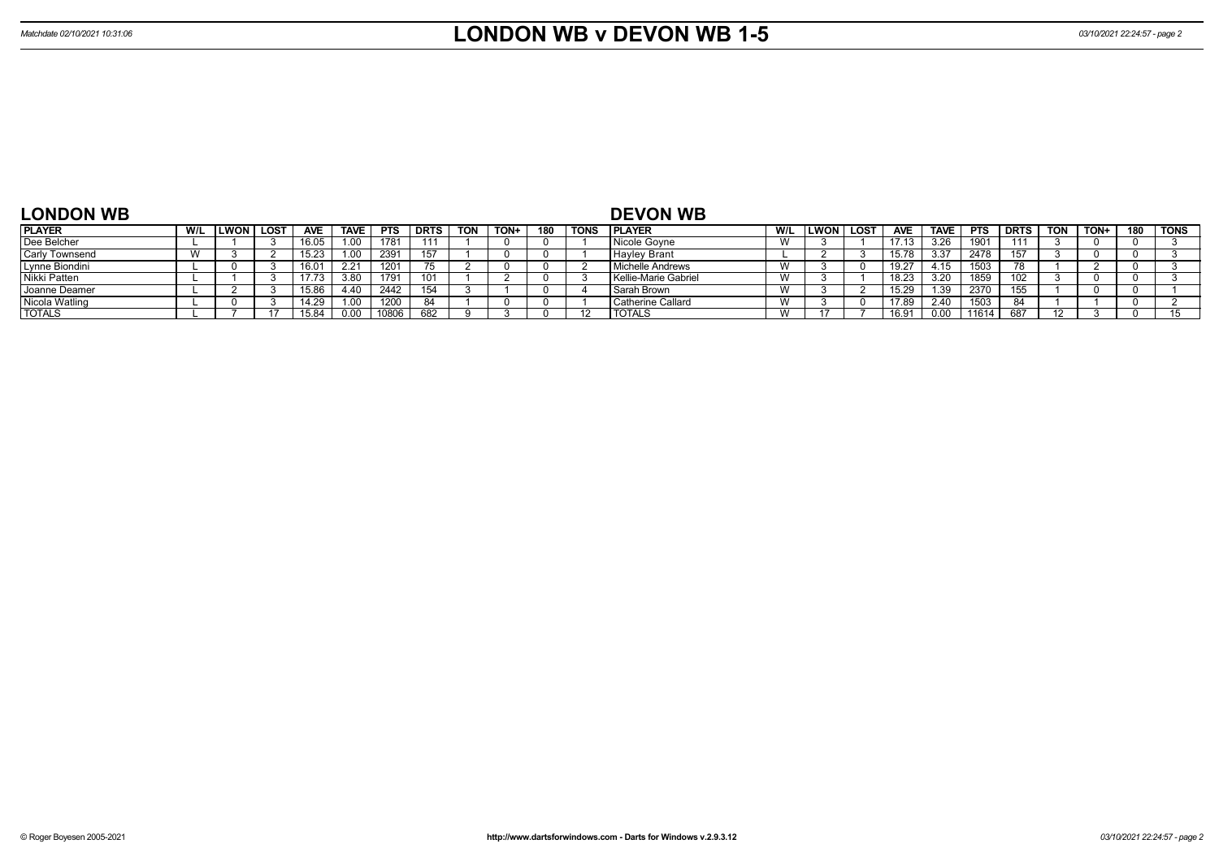# LONDON WB v DEVON WB 1-5

Matchdate 02/10/2021 10:31:06

## LONDON WB

| PLAYER | W/L | LWON | LOST | AVE | TAVE | PTS | DRTS | TON | TON+ | 180 | TONS |
|---|---|---|---|---|---|---|---|---|---|---|---|
| Dee Belcher | L | 1 | 3 | 16.05 | 1.00 | 1781 | 111 | 1 | 0 | 0 | 1 |
| Carly Townsend | W | 3 | 2 | 15.23 | 1.00 | 2391 | 157 | 1 | 0 | 0 | 1 |
| Lynne Biondini | L | 0 | 3 | 16.01 | 2.21 | 1201 | 75 | 2 | 0 | 0 | 2 |
| Nikki Patten | L | 1 | 3 | 17.73 | 3.80 | 1791 | 101 | 1 | 2 | 0 | 3 |
| Joanne Deamer | L | 2 | 3 | 15.86 | 4.40 | 2442 | 154 | 3 | 1 | 0 | 4 |
| Nicola Watling | L | 0 | 3 | 14.29 | 1.00 | 1200 | 84 | 1 | 0 | 0 | 1 |
| TOTALS | L | 7 | 17 | 15.84 | 0.00 | 10806 | 682 | 9 | 3 | 0 | 12 |

## DEVON WB

| PLAYER | W/L | LWON | LOST | AVE | TAVE | PTS | DRTS | TON | TON+ | 180 | TONS |
|---|---|---|---|---|---|---|---|---|---|---|---|
| Nicole Goyne | W | 3 | 1 | 17.13 | 3.26 | 1901 | 111 | 3 | 0 | 0 | 3 |
| Hayley Brant | L | 2 | 3 | 15.78 | 3.37 | 2478 | 157 | 3 | 0 | 0 | 3 |
| Michelle Andrews | W | 3 | 0 | 19.27 | 4.15 | 1503 | 78 | 1 | 2 | 0 | 3 |
| Kellie-Marie Gabriel | W | 3 | 1 | 18.23 | 3.20 | 1859 | 102 | 3 | 0 | 0 | 3 |
| Sarah Brown | W | 3 | 2 | 15.29 | 1.39 | 2370 | 155 | 1 | 0 | 0 | 1 |
| Catherine Callard | W | 3 | 0 | 17.89 | 2.40 | 1503 | 84 | 1 | 1 | 0 | 2 |
| TOTALS | W | 17 | 7 | 16.91 | 0.00 | 11614 | 687 | 12 | 3 | 0 | 15 |